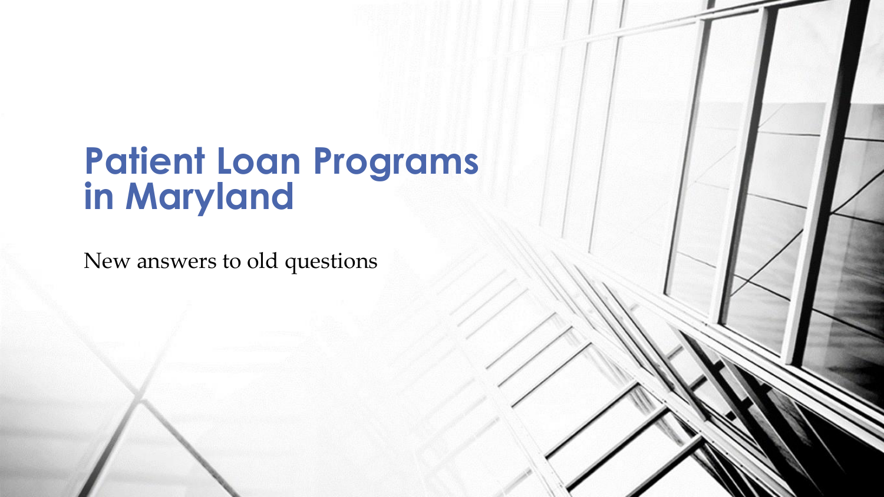# Patient Loan Programs in Maryland

New answers to old questions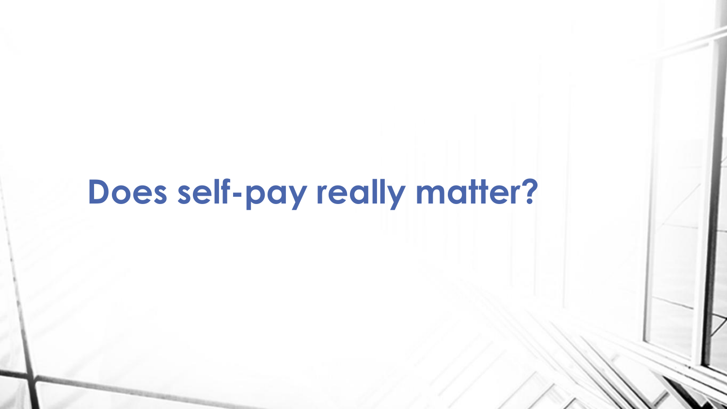# Does self-pay really matter?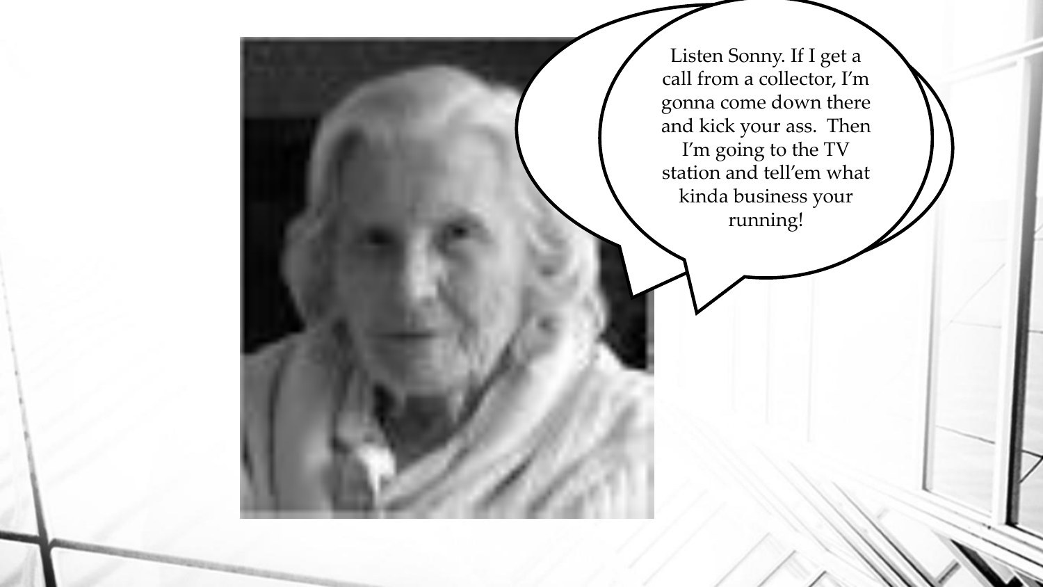Listen Sonny. If I get a call from a collector, I'm gonna come down there and kick your ass. Then I'm going to the TV station and tell'em what kinda business your running!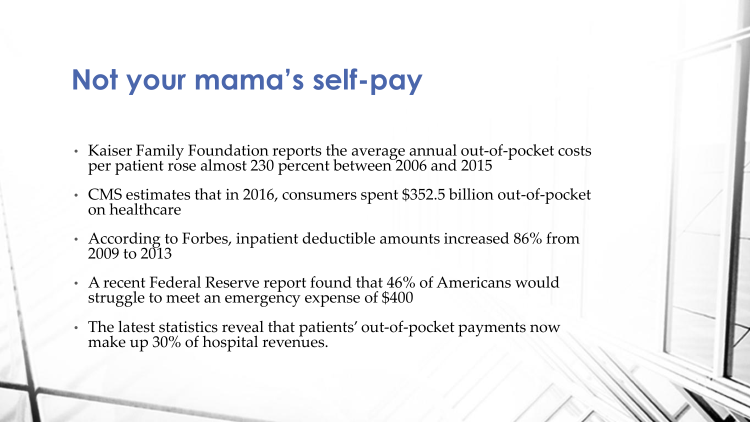# Not your mama's self-pay

- Kaiser Family Foundation reports the average annual out-of-pocket costs per patient rose almost 230 percent between 2006 and 2015
- CMS estimates that in 2016, consumers spent $352.5 billion out-of-pocket on healthcare
- According to Forbes, inpatient deductible amounts increased 86% from 2009 to 2013
- A recent Federal Reserve report found that 46% of Americans would struggle to meet an emergency expense of $400
- The latest statistics reveal that patients' out-of-pocket payments now make up 30% of hospital revenues.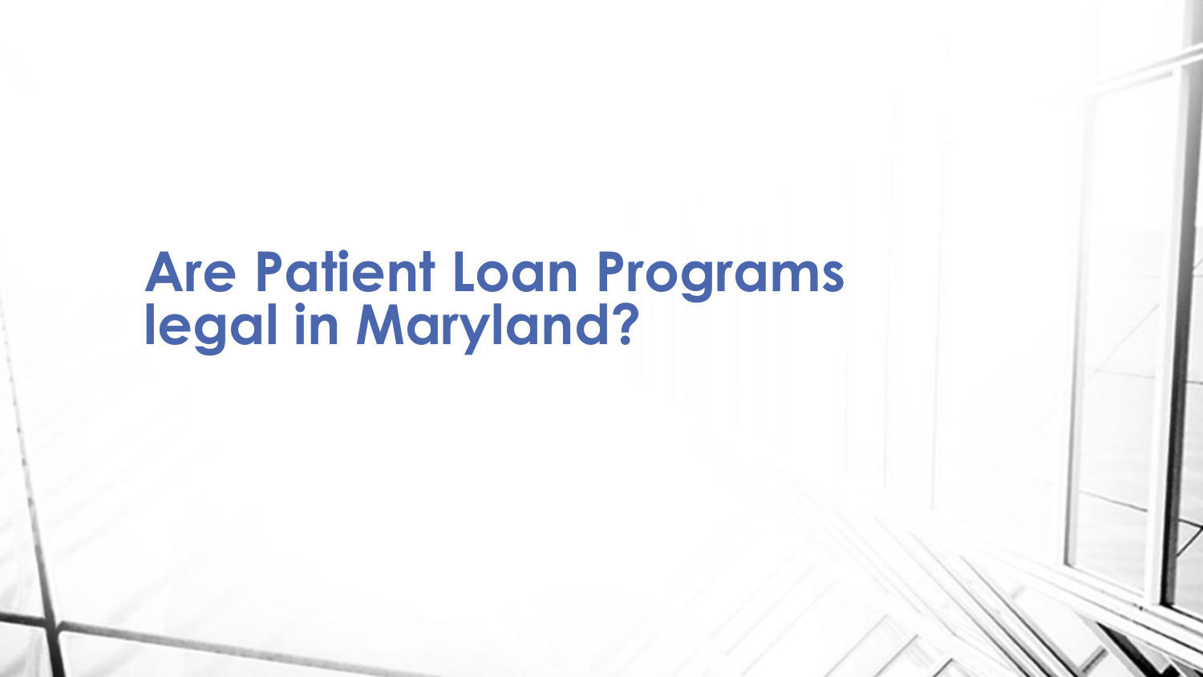# Are Patient Loan Programs legal in Maryland?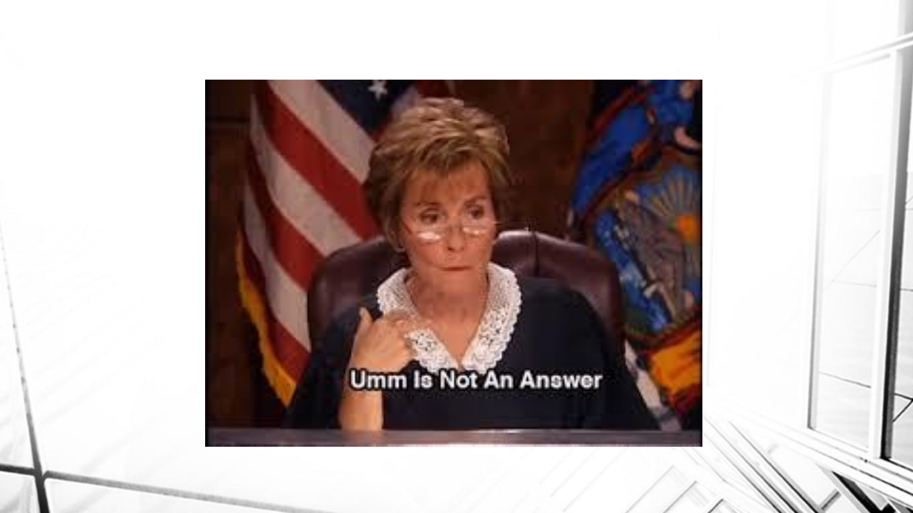Umm Is Not An Answer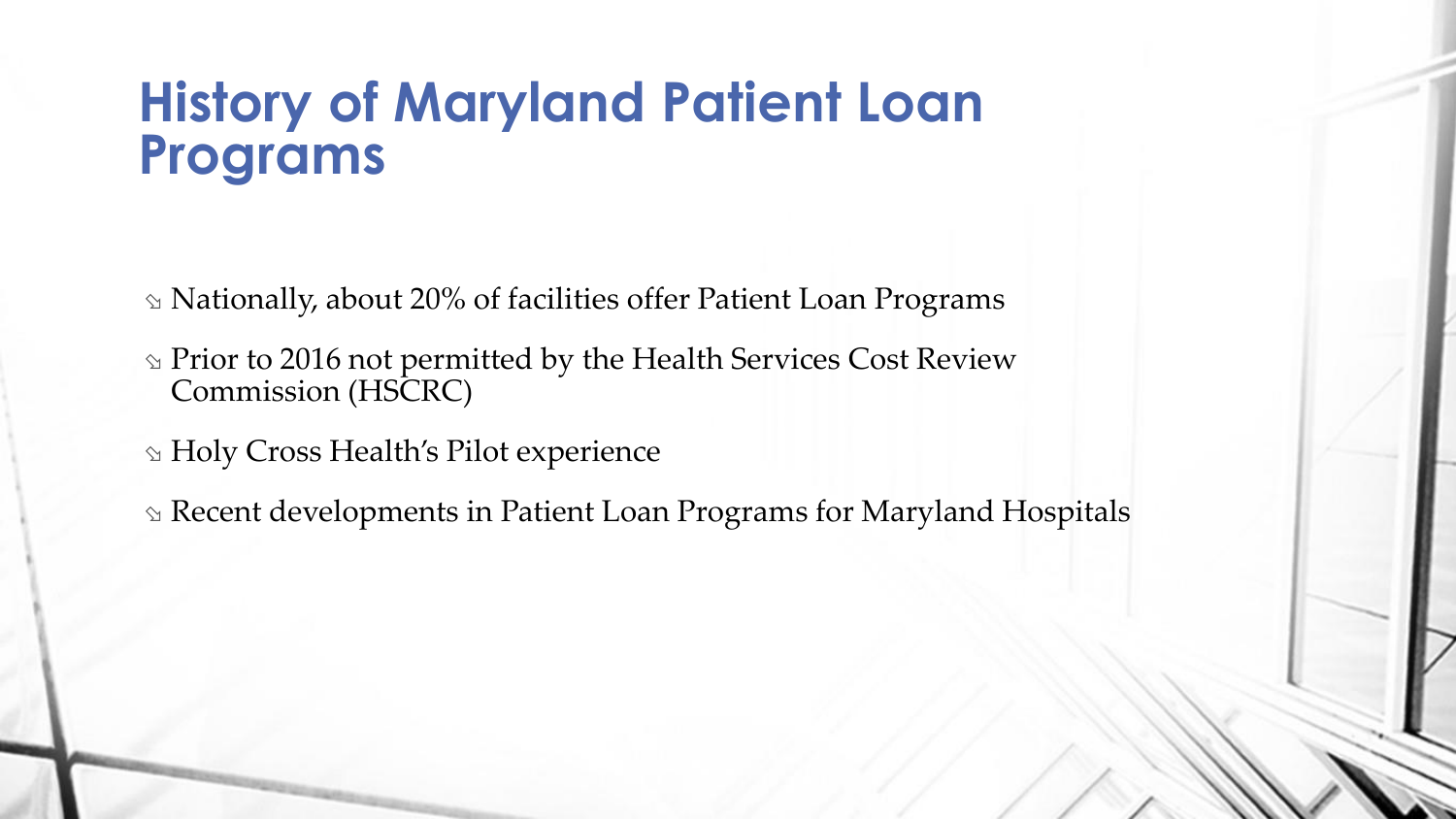# History of Maryland Patient Loan Programs

- Nationally, about 20% of facilities offer Patient Loan Programs
- Prior to 2016 not permitted by the Health Services Cost Review Commission (HSCRC)
- Holy Cross Health's Pilot experience
- Recent developments in Patient Loan Programs for Maryland Hospitals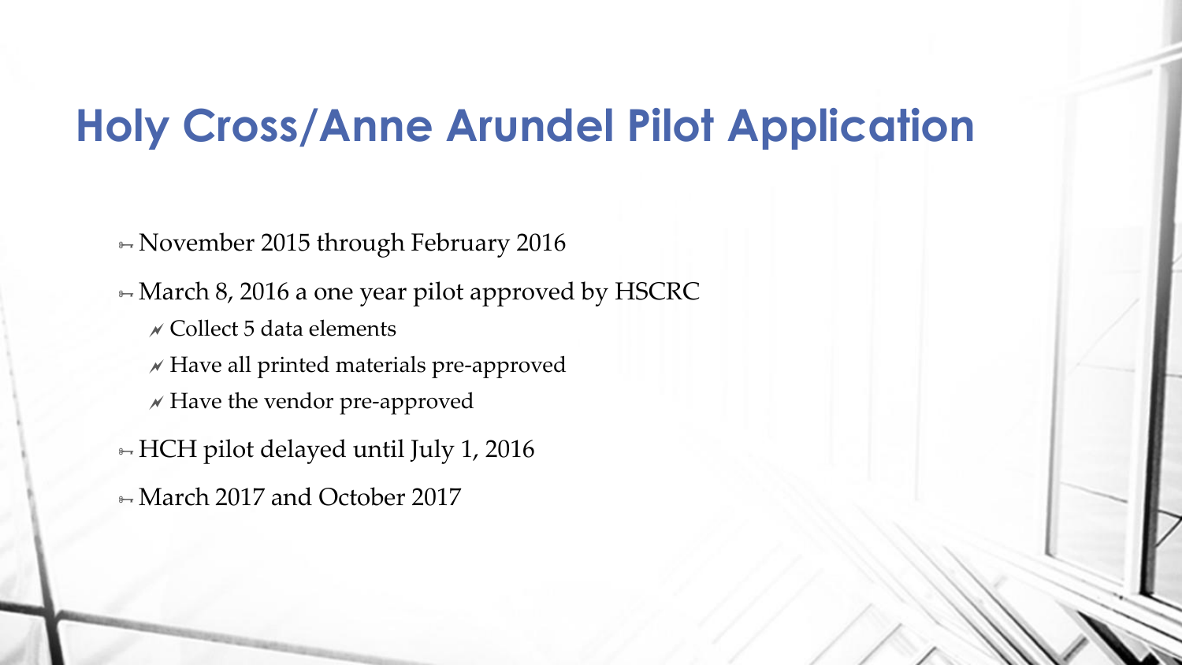# Holy Cross/Anne Arundel Pilot Application

- November 2015 through February 2016
- March 8, 2016 a one year pilot approved by HSCRC
  - Collect 5 data elements
  - Have all printed materials pre-approved
  - Have the vendor pre-approved
- HCH pilot delayed until July 1, 2016
- March 2017 and October 2017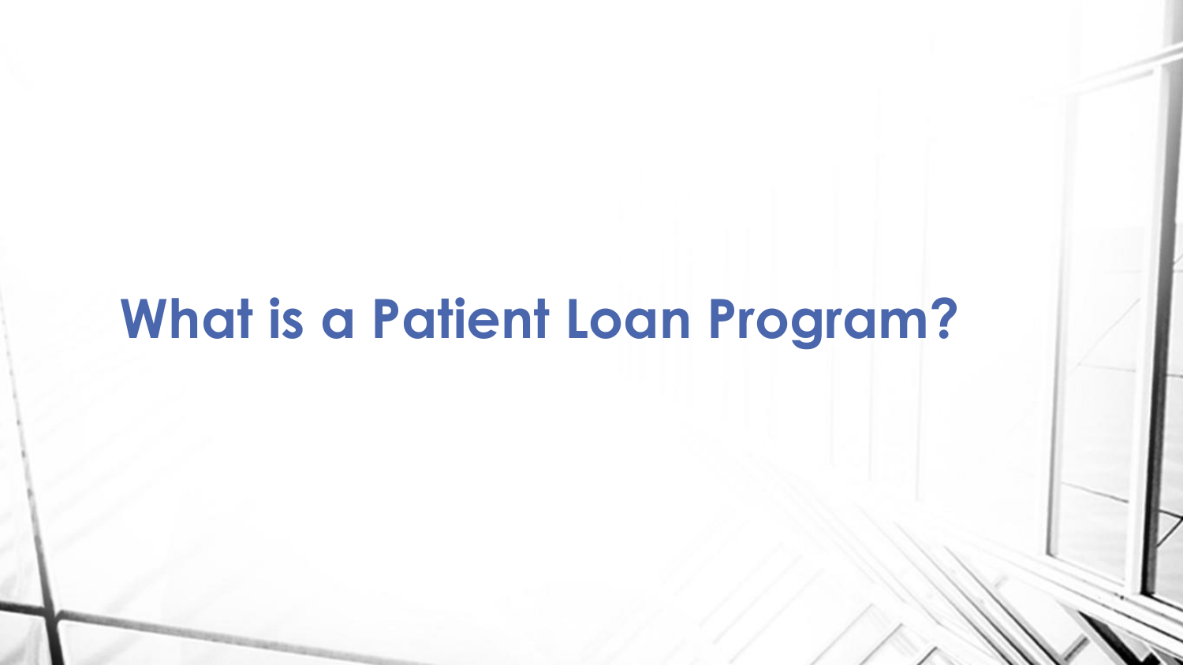# What is a Patient Loan Program?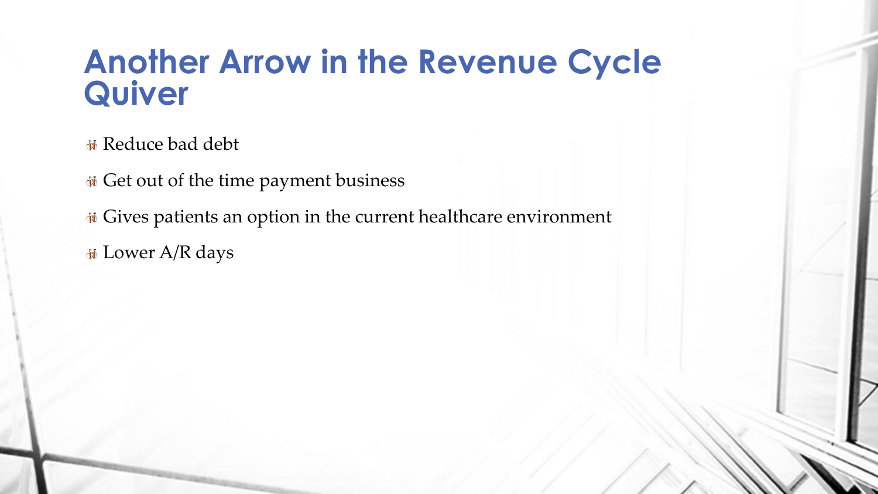# Another Arrow in the Revenue Cycle Quiver

- Reduce bad debt
- Get out of the time payment business
- Gives patients an option in the current healthcare environment
- Lower A/R days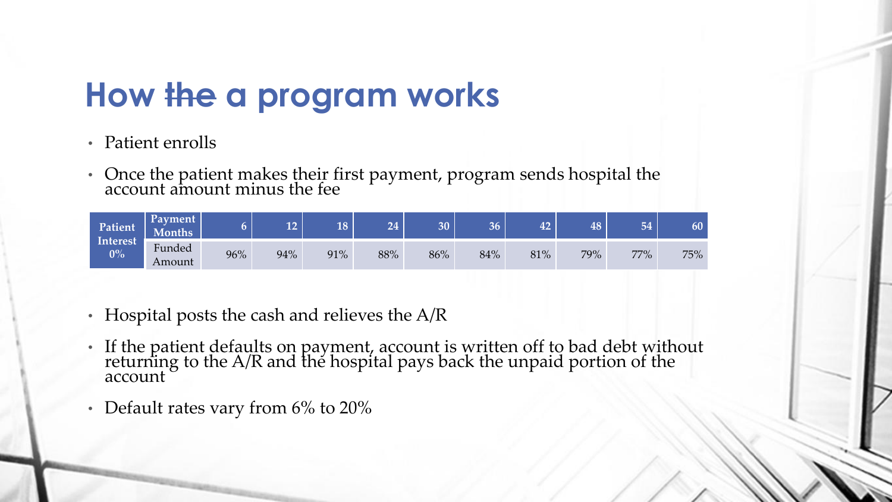# How ~~the~~ a program works

- Patient enrolls
- Once the patient makes their first payment, program sends hospital the account amount minus the fee

| Patient Interest 0% | Payment Months | 6 | 12 | 18 | 24 | 30 | 36 | 42 | 48 | 54 | 60 |
|---|---|---|---|---|---|---|---|---|---|---|---|
| | Funded Amount | 96% | 94% | 91% | 88% | 86% | 84% | 81% | 79% | 77% | 75% |

- Hospital posts the cash and relieves the A/R
- If the patient defaults on payment, account is written off to bad debt without returning to the A/R and the hospital pays back the unpaid portion of the account
- Default rates vary from 6% to 20%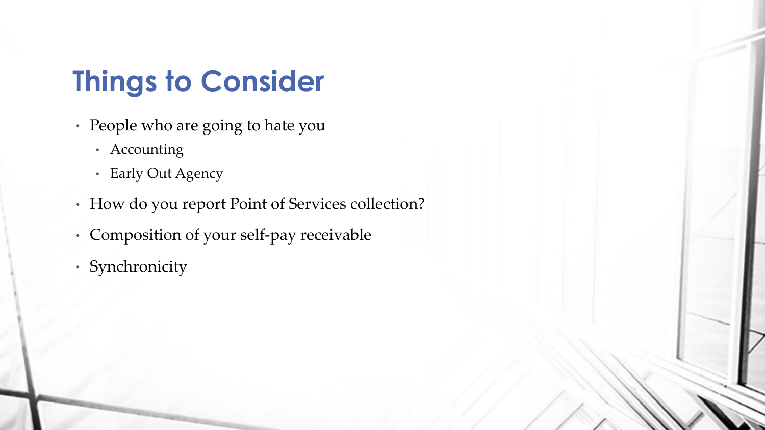# Things to Consider

- People who are going to hate you
  - Accounting
  - Early Out Agency
- How do you report Point of Services collection?
- Composition of your self-pay receivable
- Synchronicity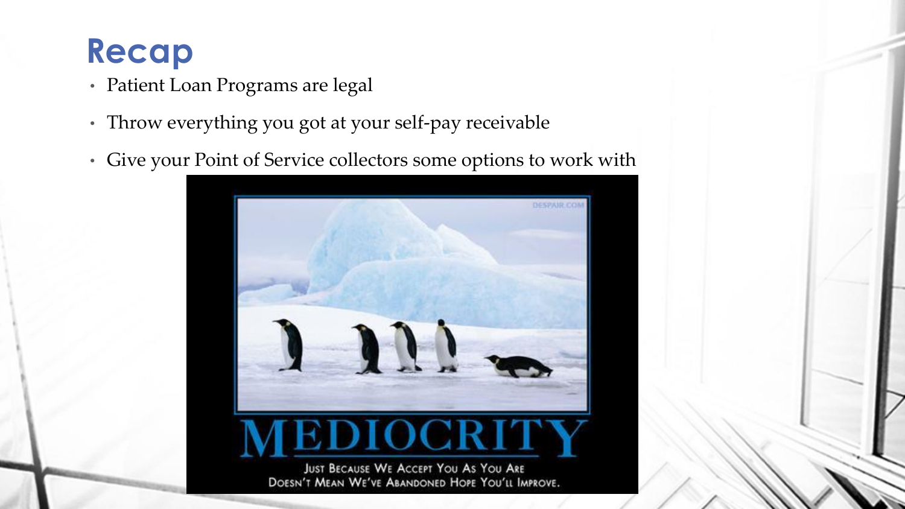# Recap

- Patient Loan Programs are legal
- Throw everything you got at your self-pay receivable
- Give your Point of Service collectors some options to work with

MEDIOCRITY

JUST BECAUSE WE ACCEPT YOU AS YOU ARE DOESN'T MEAN WE'VE ABANDONED HOPE YOU'LL IMPROVE.